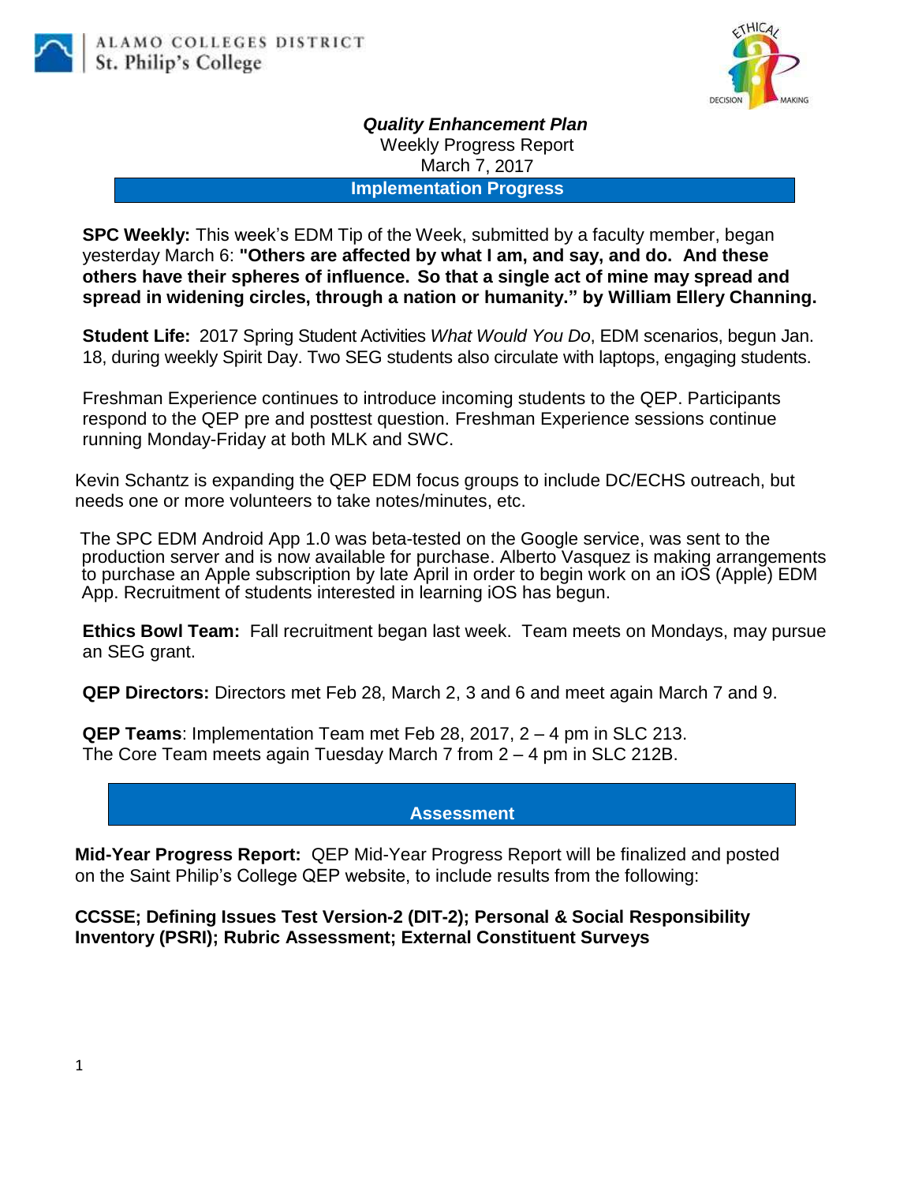ALAMO COLLEGES DISTRICT
St. Philip's College

***Quality Enhancement Plan***

Weekly Progress Report

March 7, 2017

## Implementation Progress

**SPC Weekly:** This week's EDM Tip of the Week, submitted by a faculty member, began yesterday March 6: **"Others are affected by what I am, and say, and do. And these others have their spheres of influence. So that a single act of mine may spread and spread in widening circles, through a nation or humanity." by William Ellery Channing.**

**Student Life:** 2017 Spring Student Activities *What Would You Do*, EDM scenarios, begun Jan. 18, during weekly Spirit Day. Two SEG students also circulate with laptops, engaging students.

Freshman Experience continues to introduce incoming students to the QEP. Participants respond to the QEP pre and posttest question. Freshman Experience sessions continue running Monday-Friday at both MLK and SWC.

Kevin Schantz is expanding the QEP EDM focus groups to include DC/ECHS outreach, but needs one or more volunteers to take notes/minutes, etc.

The SPC EDM Android App 1.0 was beta-tested on the Google service, was sent to the production server and is now available for purchase. Alberto Vasquez is making arrangements to purchase an Apple subscription by late April in order to begin work on an iOS (Apple) EDM App. Recruitment of students interested in learning iOS has begun.

**Ethics Bowl Team:** Fall recruitment began last week. Team meets on Mondays, may pursue an SEG grant.

**QEP Directors:** Directors met Feb 28, March 2, 3 and 6 and meet again March 7 and 9.

**QEP Teams**: Implementation Team met Feb 28, 2017, 2 – 4 pm in SLC 213.
The Core Team meets again Tuesday March 7 from 2 – 4 pm in SLC 212B.

## Assessment

**Mid-Year Progress Report:** QEP Mid-Year Progress Report will be finalized and posted on the Saint Philip's College QEP website, to include results from the following:

**CCSSE; Defining Issues Test Version-2 (DIT-2); Personal & Social Responsibility Inventory (PSRI); Rubric Assessment; External Constituent Surveys**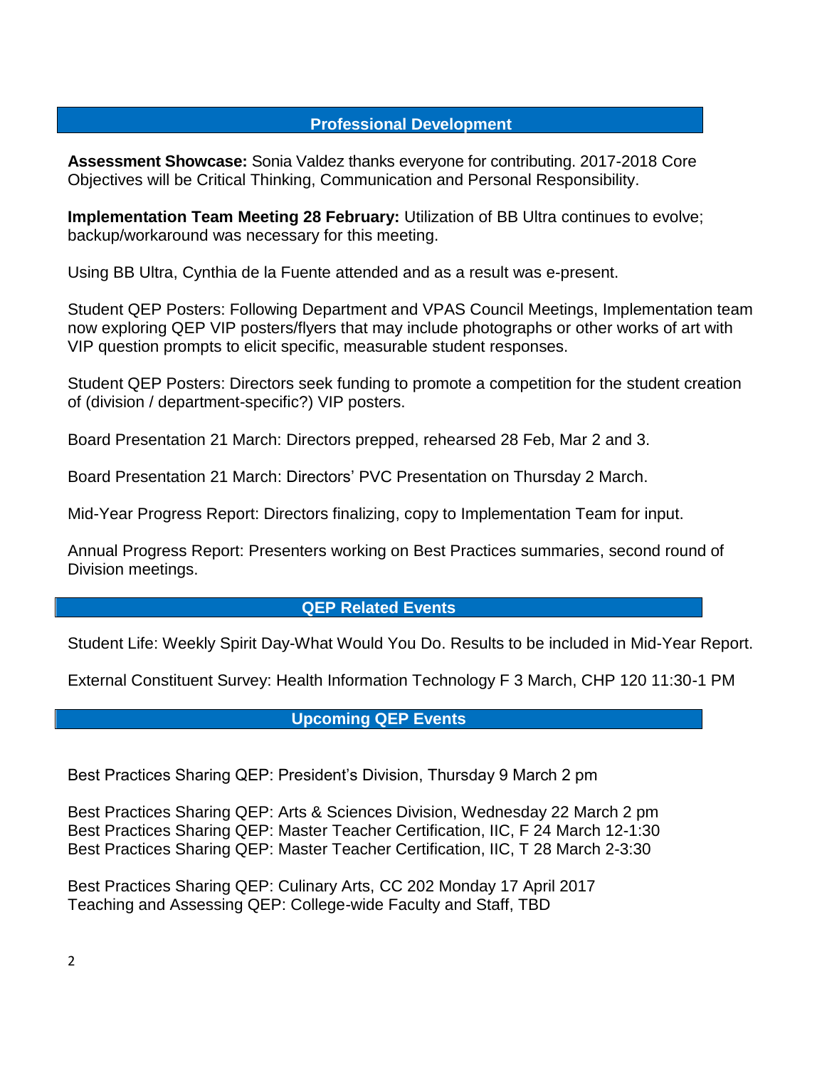## Professional Development

**Assessment Showcase:** Sonia Valdez thanks everyone for contributing. 2017-2018 Core Objectives will be Critical Thinking, Communication and Personal Responsibility.

**Implementation Team Meeting 28 February:** Utilization of BB Ultra continues to evolve; backup/workaround was necessary for this meeting.

Using BB Ultra, Cynthia de la Fuente attended and as a result was e-present.

Student QEP Posters: Following Department and VPAS Council Meetings, Implementation team now exploring QEP VIP posters/flyers that may include photographs or other works of art with VIP question prompts to elicit specific, measurable student responses.

Student QEP Posters: Directors seek funding to promote a competition for the student creation of (division / department-specific?) VIP posters.

Board Presentation 21 March: Directors prepped, rehearsed 28 Feb, Mar 2 and 3.

Board Presentation 21 March: Directors' PVC Presentation on Thursday 2 March.

Mid-Year Progress Report: Directors finalizing, copy to Implementation Team for input.

Annual Progress Report: Presenters working on Best Practices summaries, second round of Division meetings.

## QEP Related Events

Student Life: Weekly Spirit Day-What Would You Do. Results to be included in Mid-Year Report.

External Constituent Survey: Health Information Technology F 3 March, CHP 120 11:30-1 PM

## Upcoming QEP Events

Best Practices Sharing QEP: President's Division, Thursday 9 March 2 pm

Best Practices Sharing QEP: Arts & Sciences Division, Wednesday 22 March 2 pm
Best Practices Sharing QEP: Master Teacher Certification, IIC, F 24 March 12-1:30
Best Practices Sharing QEP: Master Teacher Certification, IIC, T 28 March 2-3:30

Best Practices Sharing QEP: Culinary Arts, CC 202 Monday 17 April 2017
Teaching and Assessing QEP: College-wide Faculty and Staff, TBD